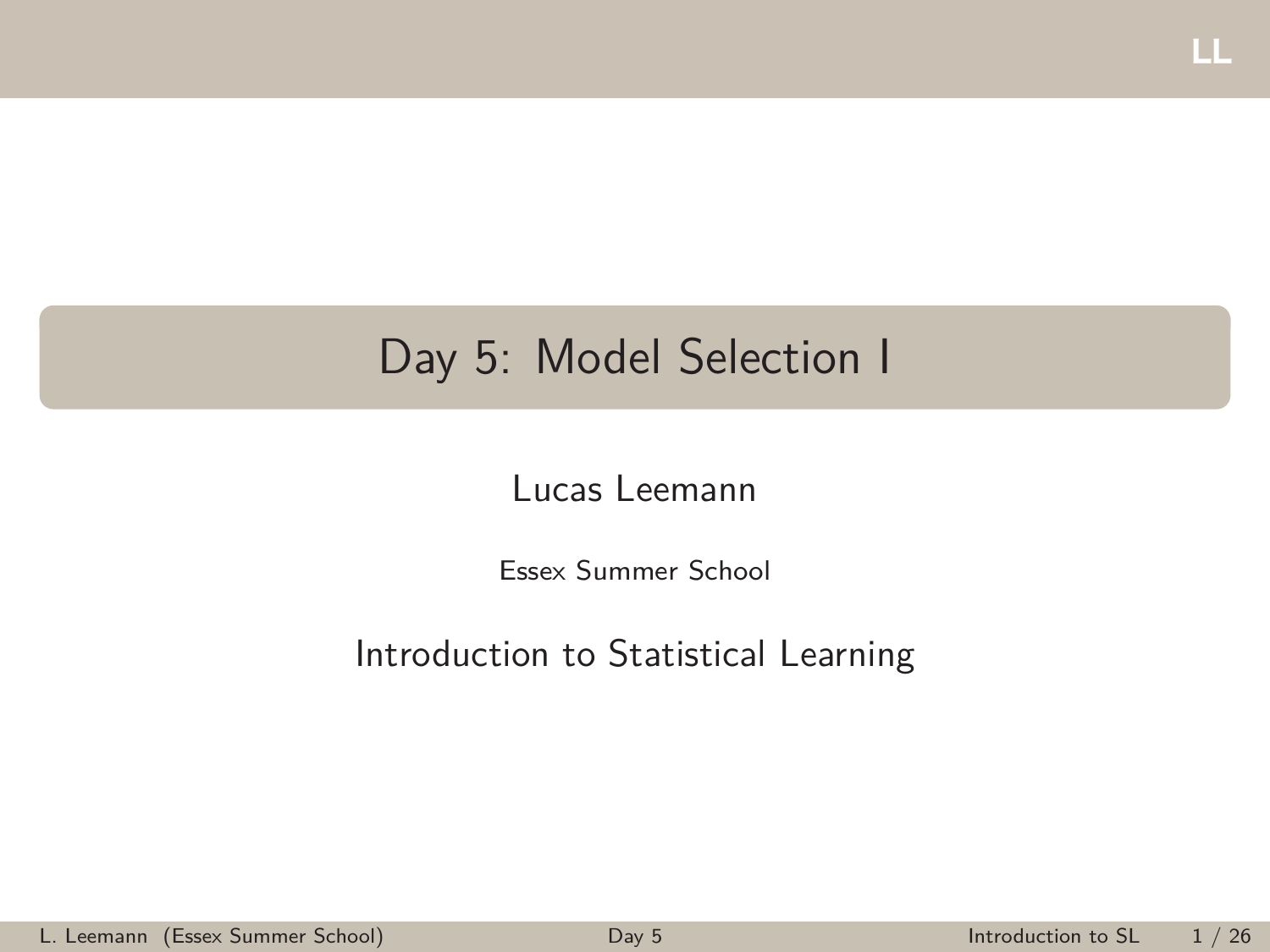# Day 5: Model Selection I

Lucas Leemann

Essex Summer School

Introduction to Statistical Learning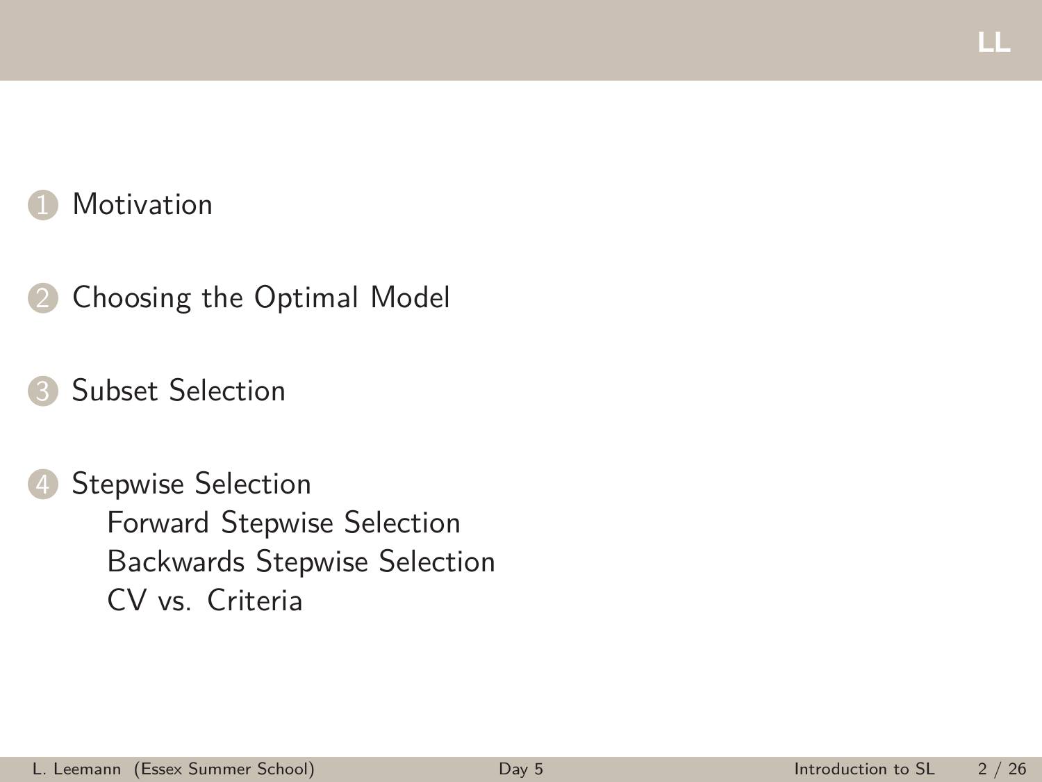1. Motivation
2. Choosing the Optimal Model
3. Subset Selection
4. Stepwise Selection
   - Forward Stepwise Selection
   - Backwards Stepwise Selection
   - CV vs. Criteria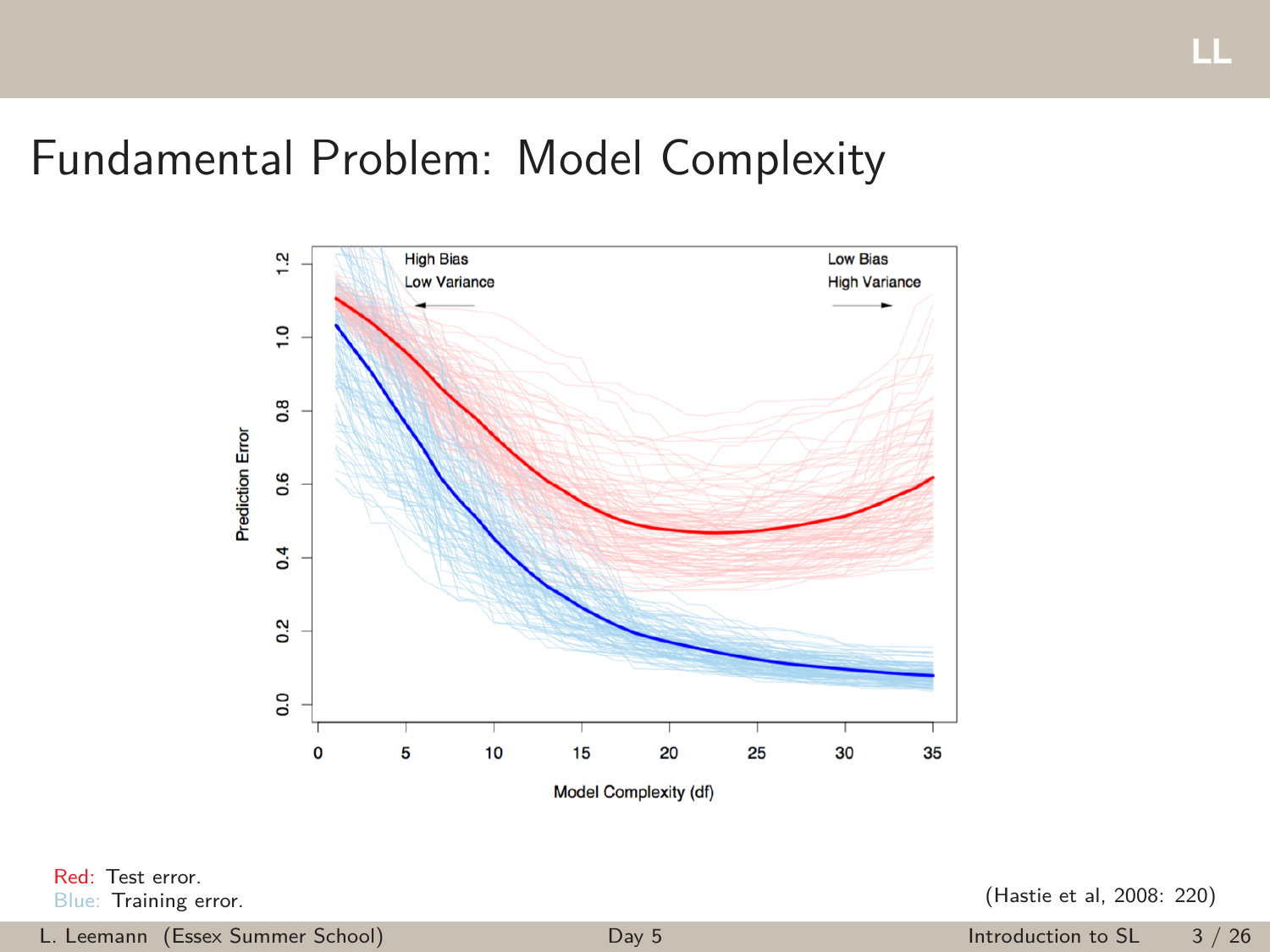# Fundamental Problem: Model Complexity

Red: Test error.
Blue: Training error.

(Hastie et al, 2008: 220)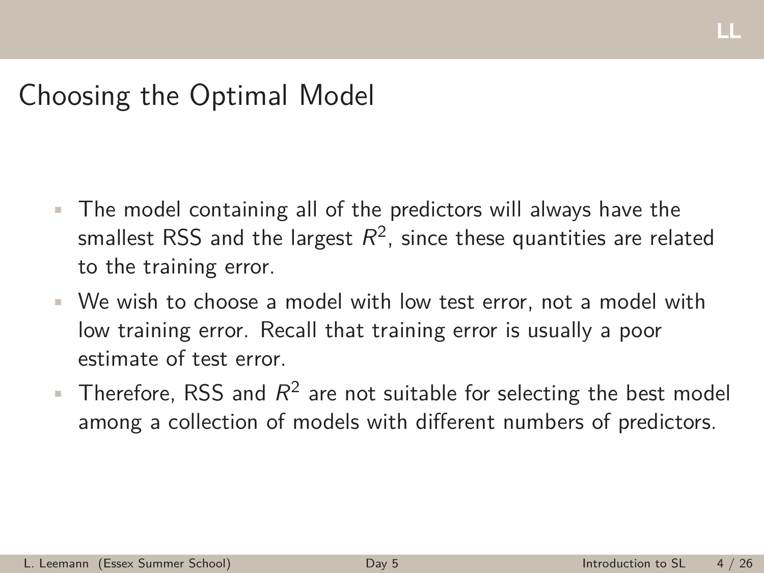# Choosing the Optimal Model

- The model containing all of the predictors will always have the smallest RSS and the largest $R^2$, since these quantities are related to the training error.
- We wish to choose a model with low test error, not a model with low training error. Recall that training error is usually a poor estimate of test error.
- Therefore, RSS and $R^2$ are not suitable for selecting the best model among a collection of models with different numbers of predictors.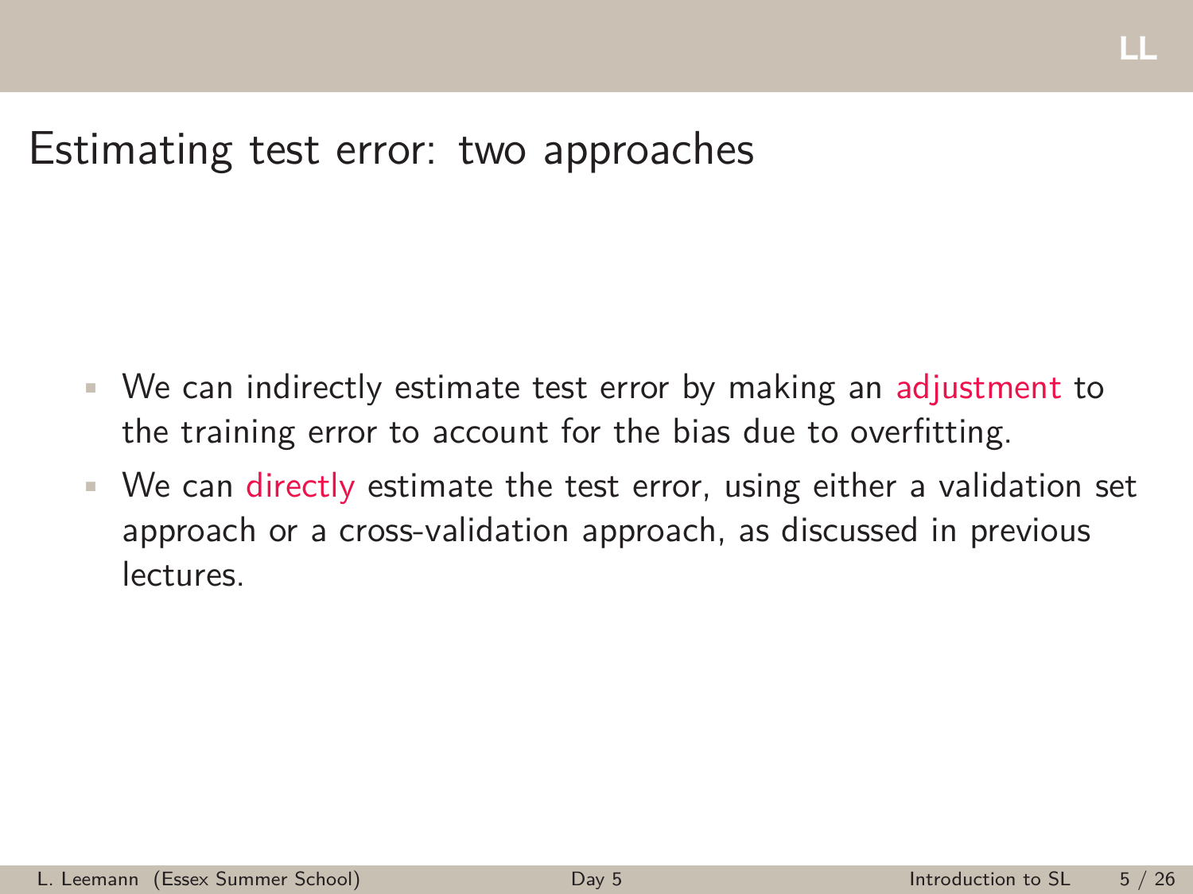# Estimating test error: two approaches

- We can indirectly estimate test error by making an adjustment to the training error to account for the bias due to overfitting.
- We can directly estimate the test error, using either a validation set approach or a cross-validation approach, as discussed in previous lectures.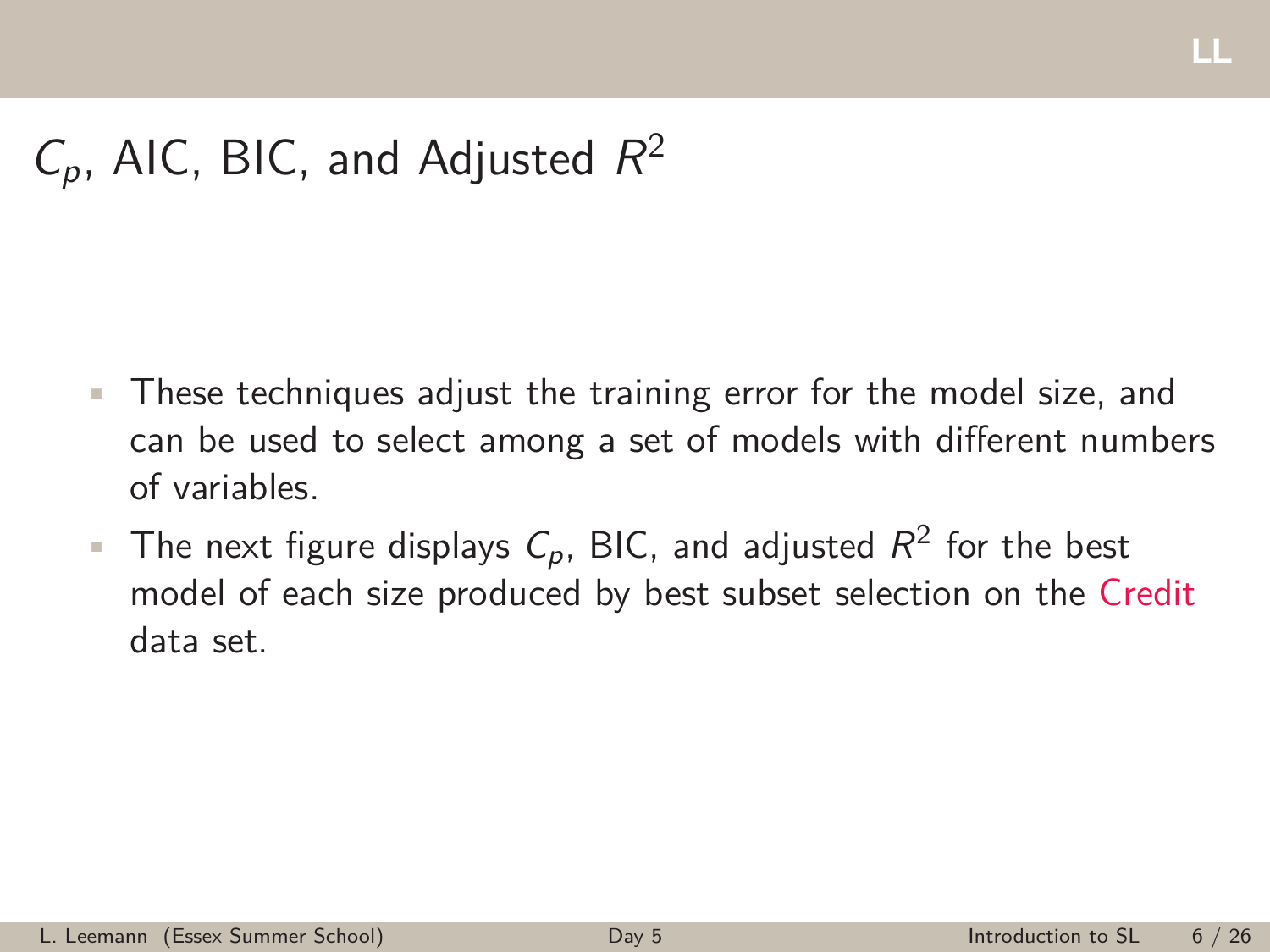# $C_p$, AIC, BIC, and Adjusted $R^2$

- These techniques adjust the training error for the model size, and can be used to select among a set of models with different numbers of variables.
- The next figure displays $C_p$, BIC, and adjusted $R^2$ for the best model of each size produced by best subset selection on the Credit data set.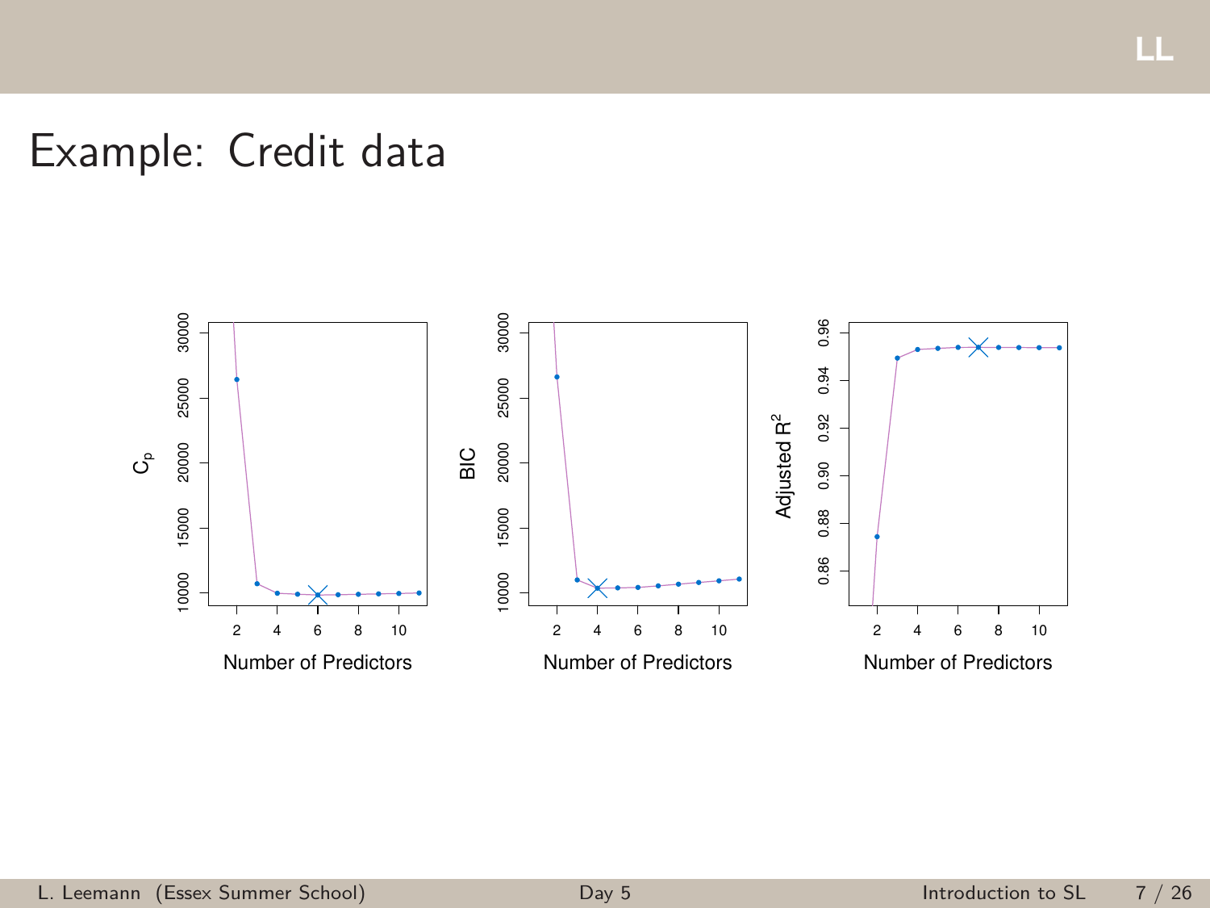# Example: Credit data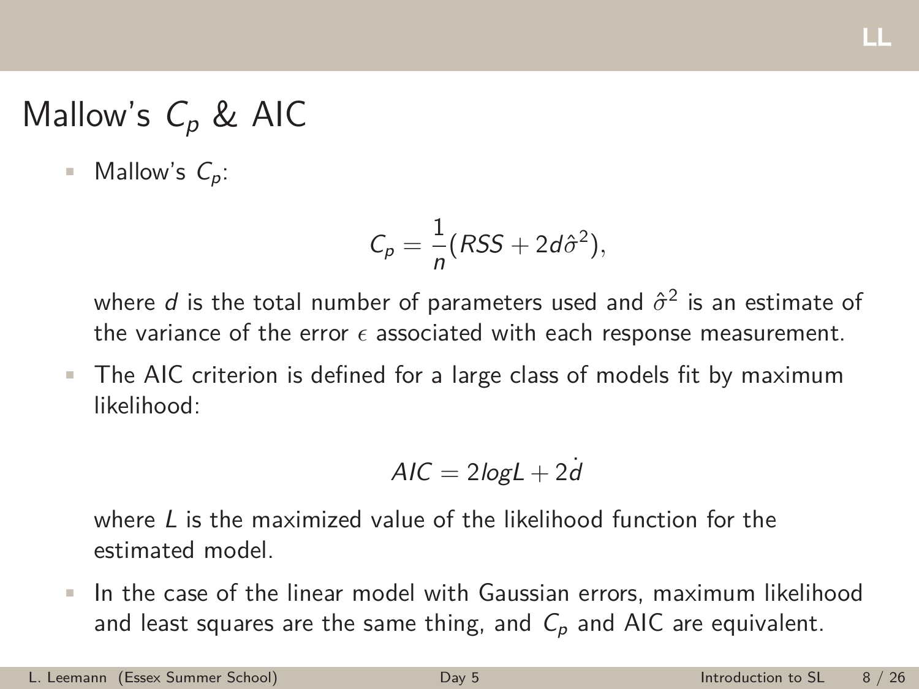# Mallow's $C_p$ & AIC

- Mallow's $C_p$:

$$C_p = \frac{1}{n}(RSS + 2d\hat{\sigma}^2),$$

  where $d$ is the total number of parameters used and $\hat{\sigma}^2$ is an estimate of the variance of the error $\epsilon$ associated with each response measurement.

- The AIC criterion is defined for a large class of models fit by maximum likelihood:

$$AIC = 2logL + 2\dot{d}$$

  where $L$ is the maximized value of the likelihood function for the estimated model.

- In the case of the linear model with Gaussian errors, maximum likelihood and least squares are the same thing, and $C_p$ and AIC are equivalent.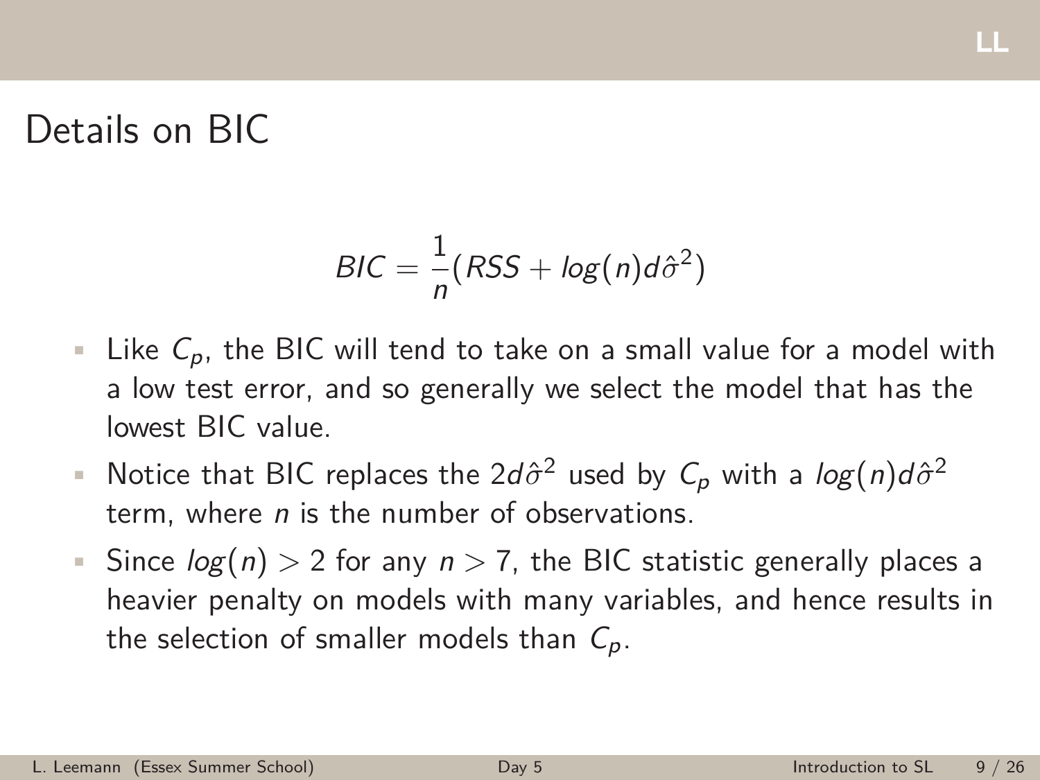# Details on BIC

$$BIC = \frac{1}{n}(RSS + log(n)d\hat{\sigma}^2)$$

- Like $C_p$, the BIC will tend to take on a small value for a model with a low test error, and so generally we select the model that has the lowest BIC value.
- Notice that BIC replaces the $2d\hat{\sigma}^2$ used by $C_p$ with a $log(n)d\hat{\sigma}^2$ term, where $n$ is the number of observations.
- Since $log(n) > 2$ for any $n > 7$, the BIC statistic generally places a heavier penalty on models with many variables, and hence results in the selection of smaller models than $C_p$.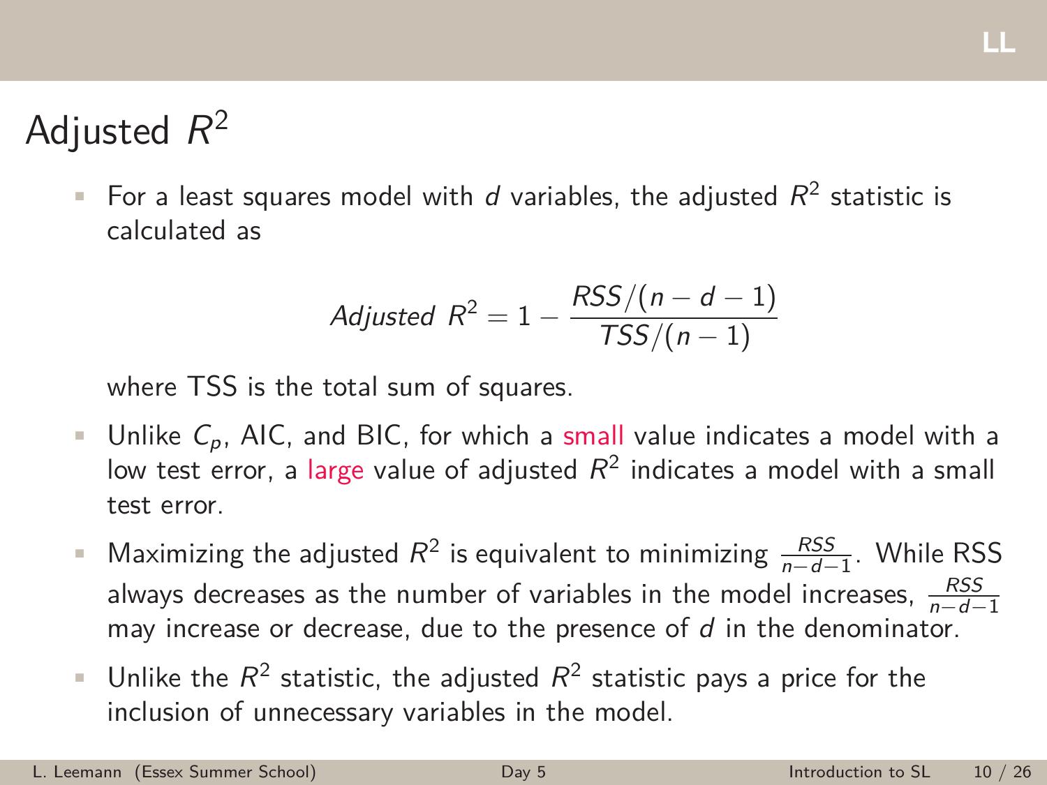# Adjusted $R^2$

- For a least squares model with $d$ variables, the adjusted $R^2$ statistic is calculated as

$$Adjusted\ R^2 = 1 - \frac{RSS/(n-d-1)}{TSS/(n-1)}$$

  where TSS is the total sum of squares.

- Unlike $C_p$, AIC, and BIC, for which a small value indicates a model with a low test error, a large value of adjusted $R^2$ indicates a model with a small test error.

- Maximizing the adjusted $R^2$ is equivalent to minimizing $\frac{RSS}{n-d-1}$. While RSS always decreases as the number of variables in the model increases, $\frac{RSS}{n-d-1}$ may increase or decrease, due to the presence of $d$ in the denominator.

- Unlike the $R^2$ statistic, the adjusted $R^2$ statistic pays a price for the inclusion of unnecessary variables in the model.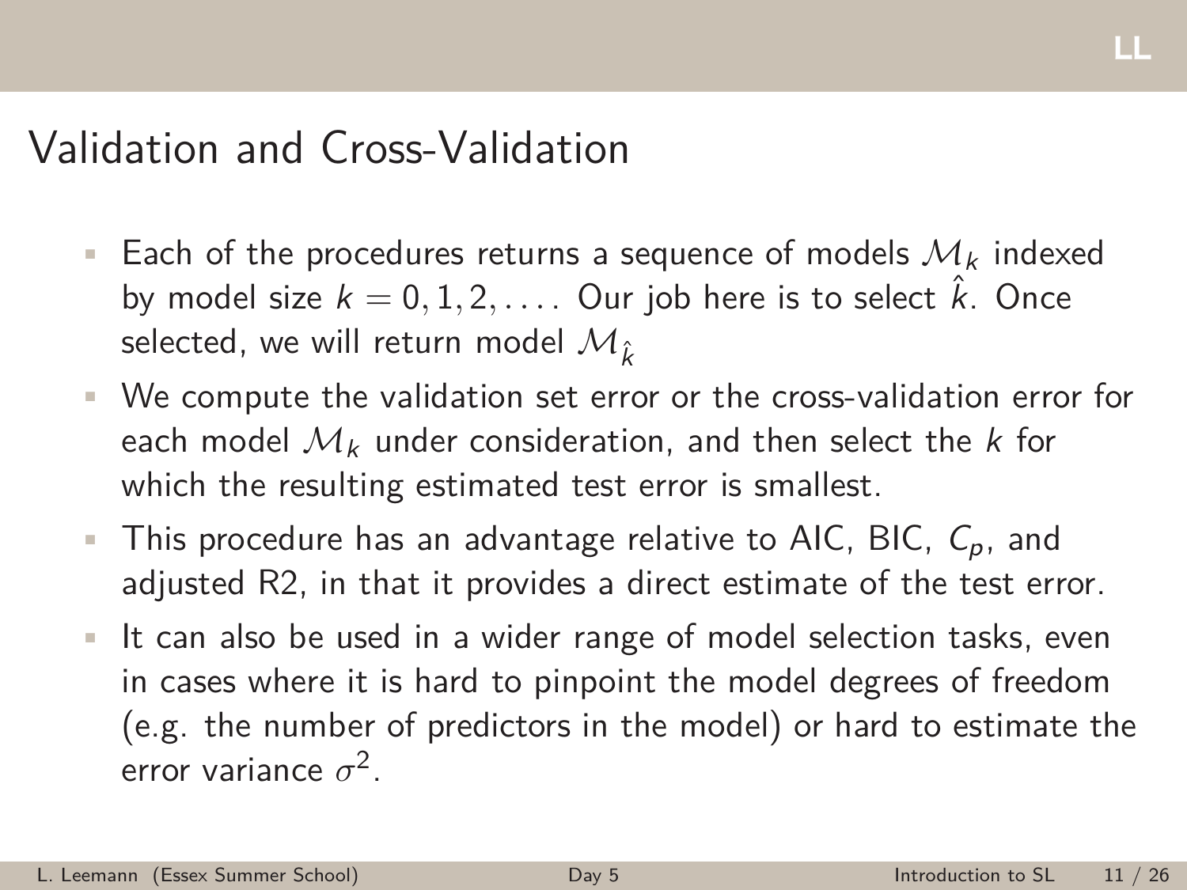# Validation and Cross-Validation

- Each of the procedures returns a sequence of models $\mathcal{M}_k$ indexed by model size $k = 0, 1, 2, \ldots$. Our job here is to select $\hat{k}$. Once selected, we will return model $\mathcal{M}_{\hat{k}}$
- We compute the validation set error or the cross-validation error for each model $\mathcal{M}_k$ under consideration, and then select the $k$ for which the resulting estimated test error is smallest.
- This procedure has an advantage relative to AIC, BIC, $C_p$, and adjusted R2, in that it provides a direct estimate of the test error.
- It can also be used in a wider range of model selection tasks, even in cases where it is hard to pinpoint the model degrees of freedom (e.g. the number of predictors in the model) or hard to estimate the error variance $\sigma^2$.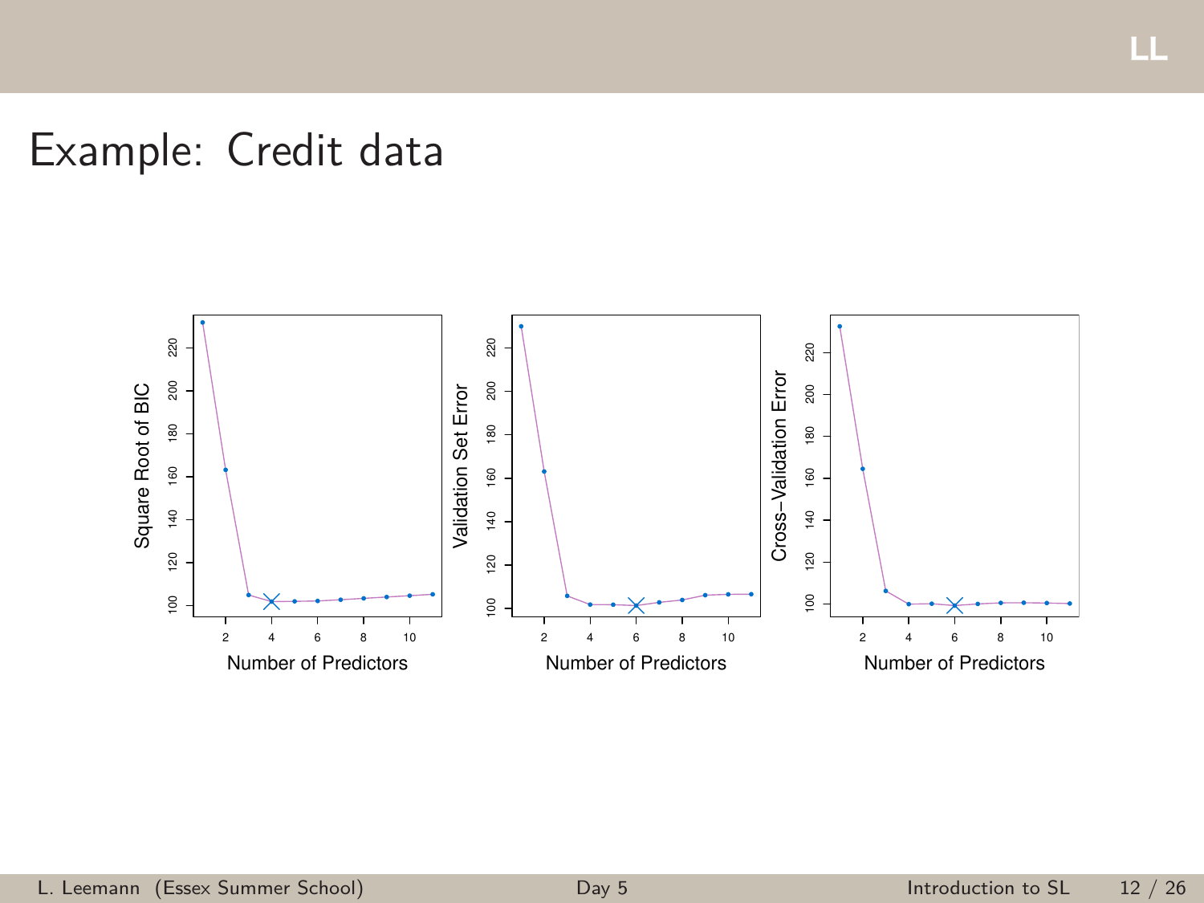# Example: Credit data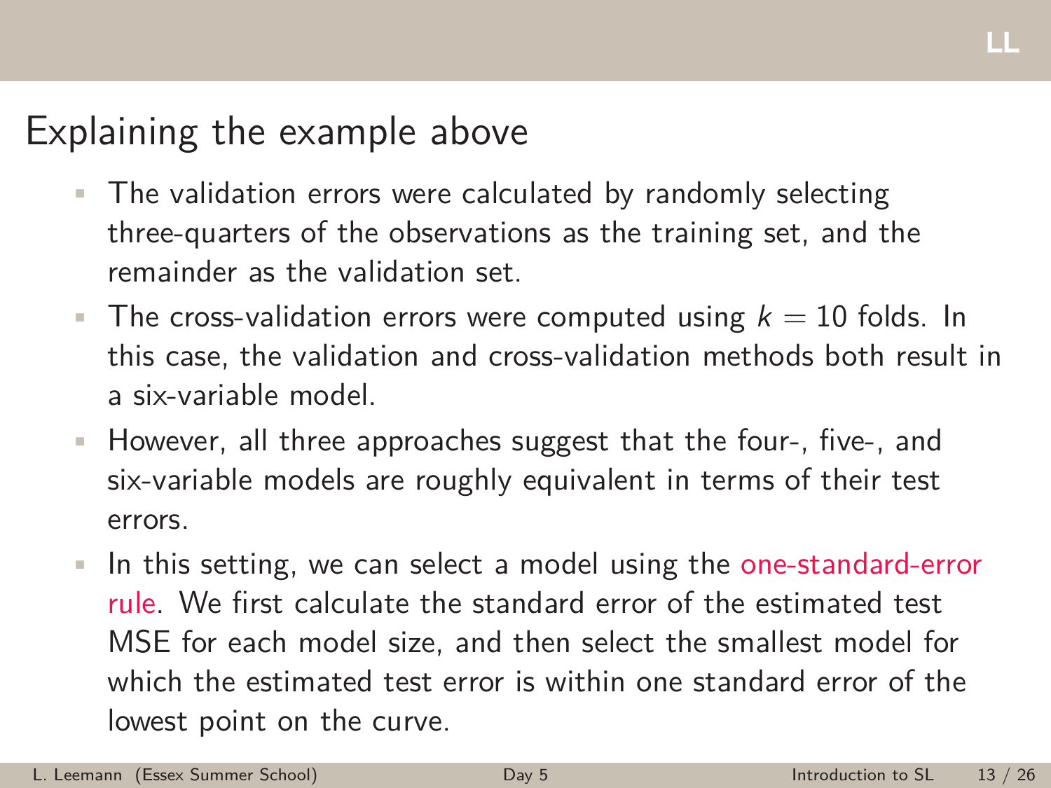# Explaining the example above

- The validation errors were calculated by randomly selecting three-quarters of the observations as the training set, and the remainder as the validation set.
- The cross-validation errors were computed using $k = 10$ folds. In this case, the validation and cross-validation methods both result in a six-variable model.
- However, all three approaches suggest that the four-, five-, and six-variable models are roughly equivalent in terms of their test errors.
- In this setting, we can select a model using the one-standard-error rule. We first calculate the standard error of the estimated test MSE for each model size, and then select the smallest model for which the estimated test error is within one standard error of the lowest point on the curve.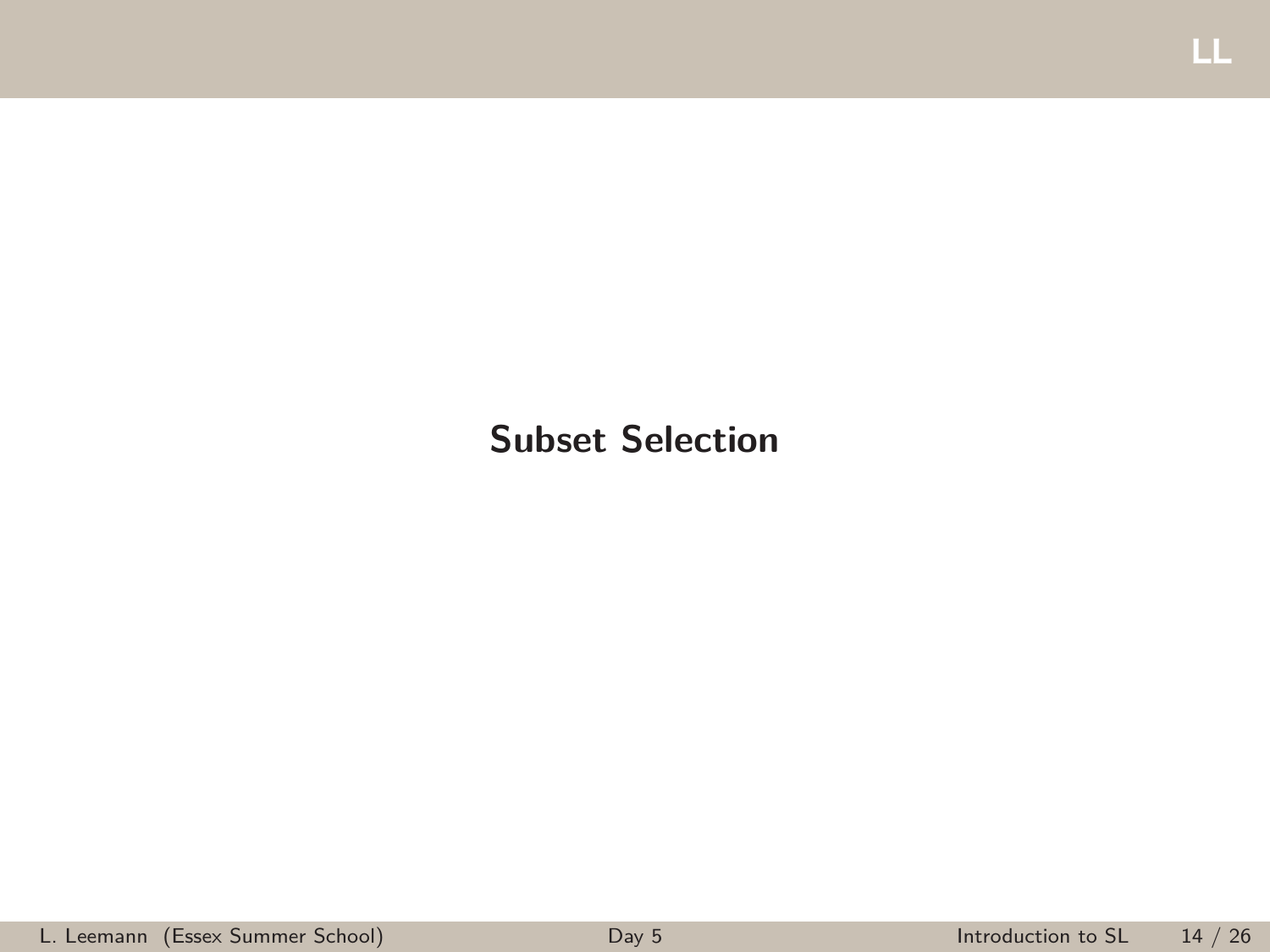# Subset Selection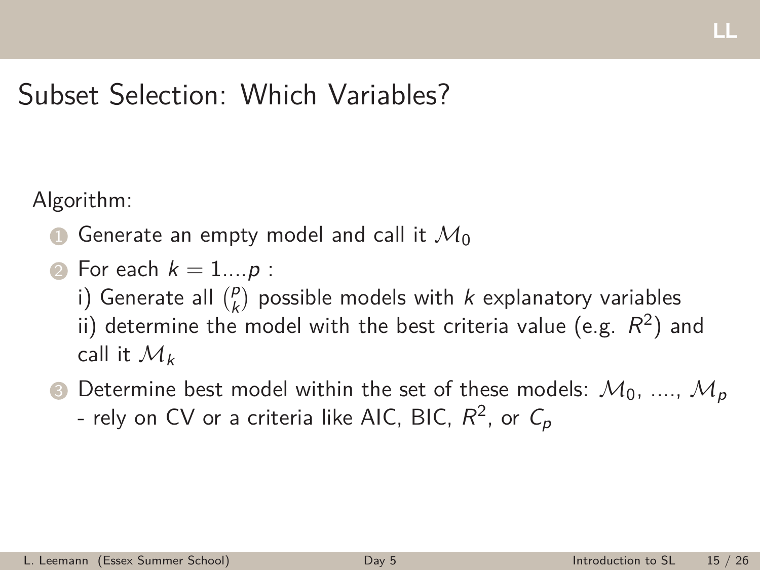# Subset Selection: Which Variables?

Algorithm:

1. Generate an empty model and call it $\mathcal{M}_0$
2. For each $k = 1....p$ :
   i) Generate all $\binom{p}{k}$ possible models with $k$ explanatory variables
   ii) determine the model with the best criteria value (e.g. $R^2$) and call it $\mathcal{M}_k$
3. Determine best model within the set of these models: $\mathcal{M}_0$, ...., $\mathcal{M}_p$
   - rely on CV or a criteria like AIC, BIC, $R^2$, or $C_p$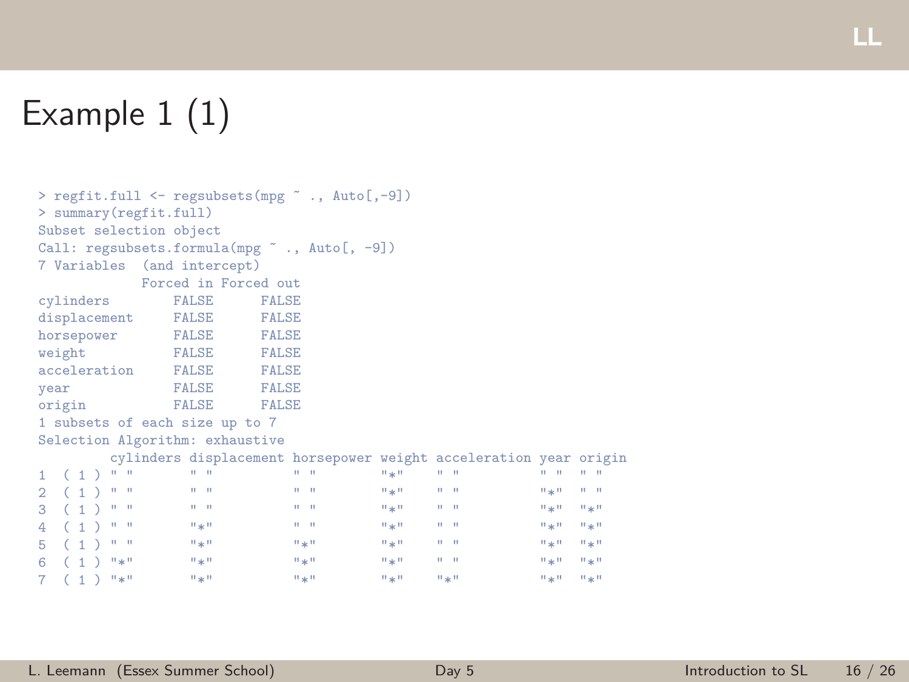# Example 1 (1)

```
> regfit.full <- regsubsets(mpg ~ ., Auto[,-9])
> summary(regfit.full)
Subset selection object
Call: regsubsets.formula(mpg ~ ., Auto[, -9])
7 Variables  (and intercept)
             Forced in Forced out
cylinders        FALSE      FALSE
displacement     FALSE      FALSE
horsepower       FALSE      FALSE
weight           FALSE      FALSE
acceleration     FALSE      FALSE
year             FALSE      FALSE
origin           FALSE      FALSE
1 subsets of each size up to 7
Selection Algorithm: exhaustive
         cylinders displacement horsepower weight acceleration year origin
1  ( 1 ) " "       " "          " "        "*"    " "          " "  " "
2  ( 1 ) " "       " "          " "        "*"    " "          "*"  " "
3  ( 1 ) " "       " "          " "        "*"    " "          "*"  "*"
4  ( 1 ) " "       "*"          " "        "*"    " "          "*"  "*"
5  ( 1 ) " "       "*"          "*"        "*"    " "          "*"  "*"
6  ( 1 ) "*"       "*"          "*"        "*"    " "          "*"  "*"
7  ( 1 ) "*"       "*"          "*"        "*"    "*"          "*"  "*"
```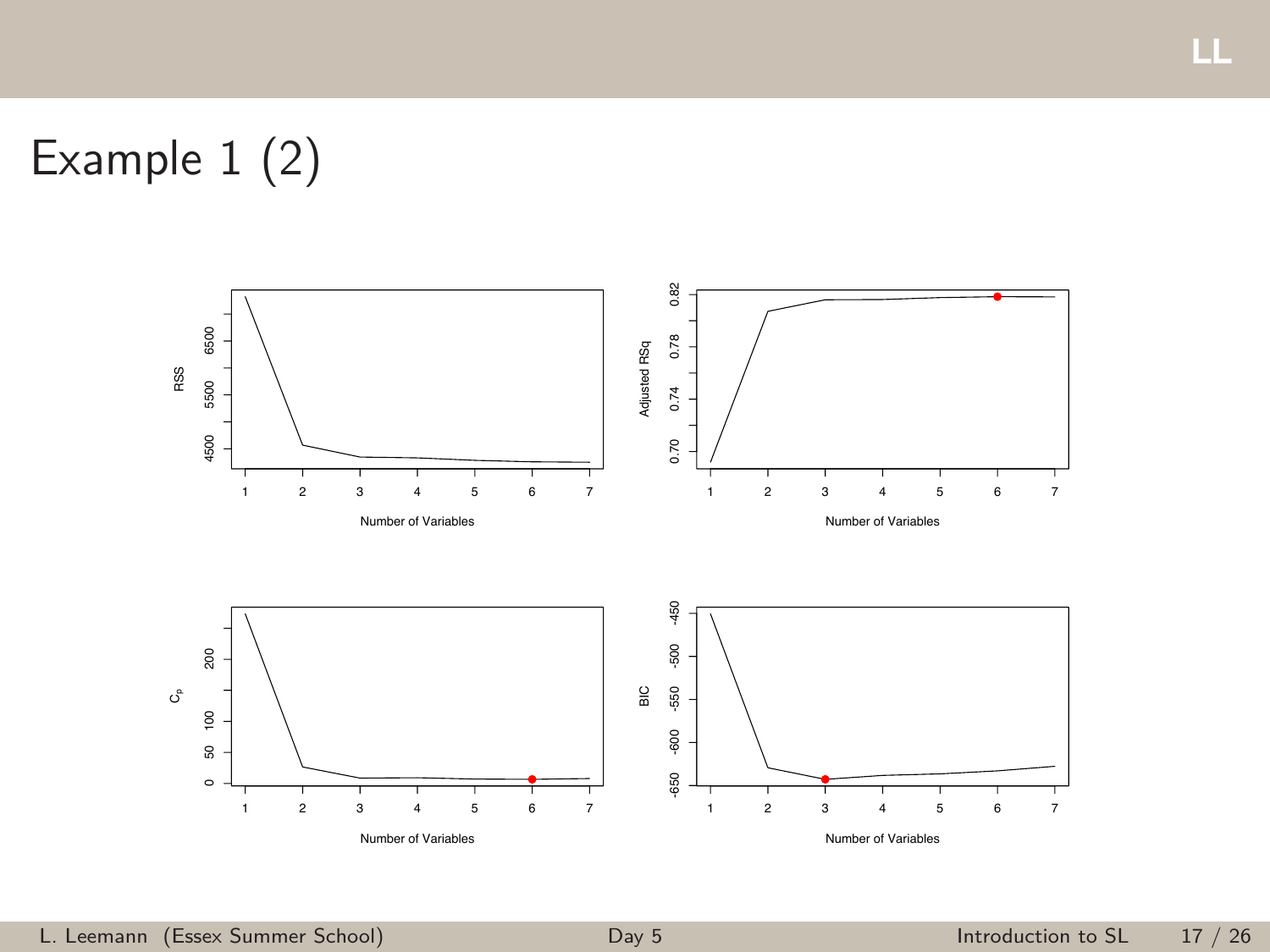# Example 1 (2)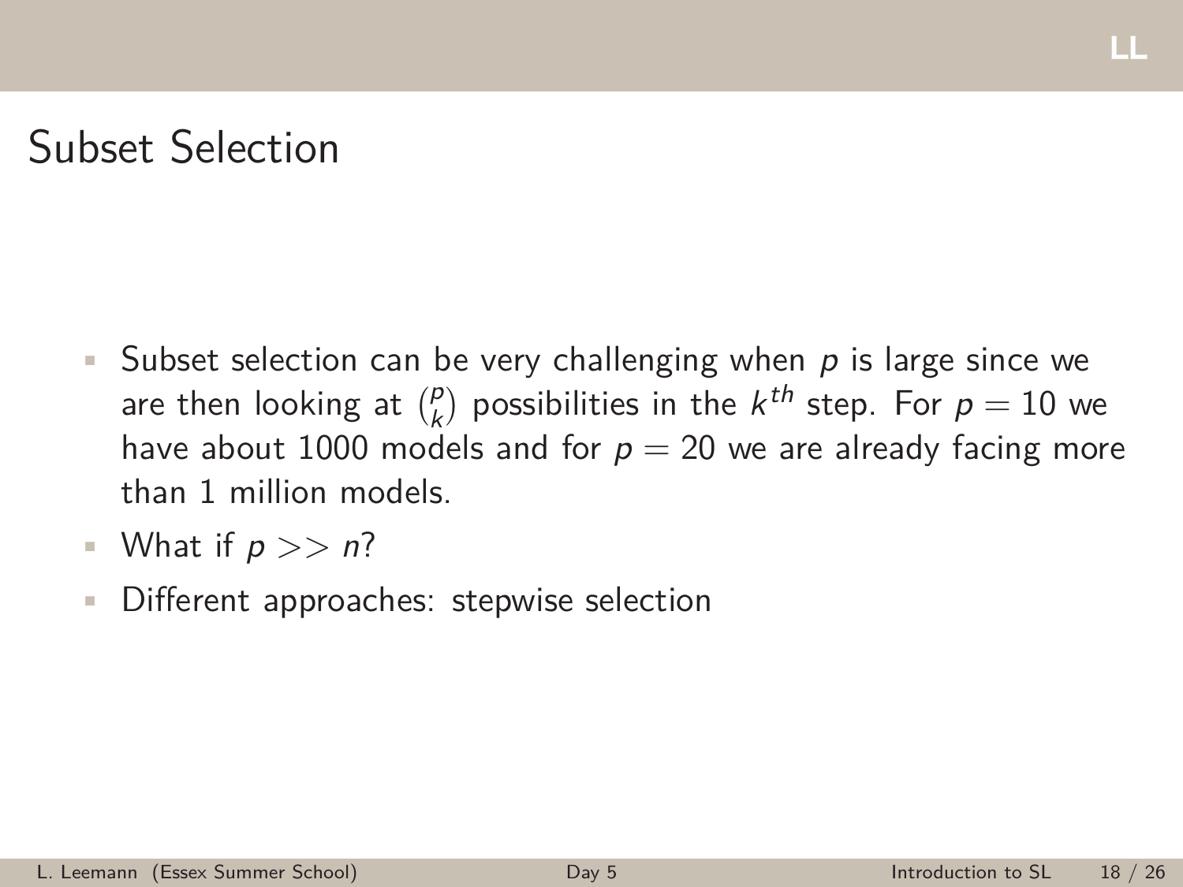# Subset Selection

- Subset selection can be very challenging when $p$ is large since we are then looking at $\binom{p}{k}$ possibilities in the $k^{th}$ step. For $p = 10$ we have about 1000 models and for $p = 20$ we are already facing more than 1 million models.
- What if $p >> n$?
- Different approaches: stepwise selection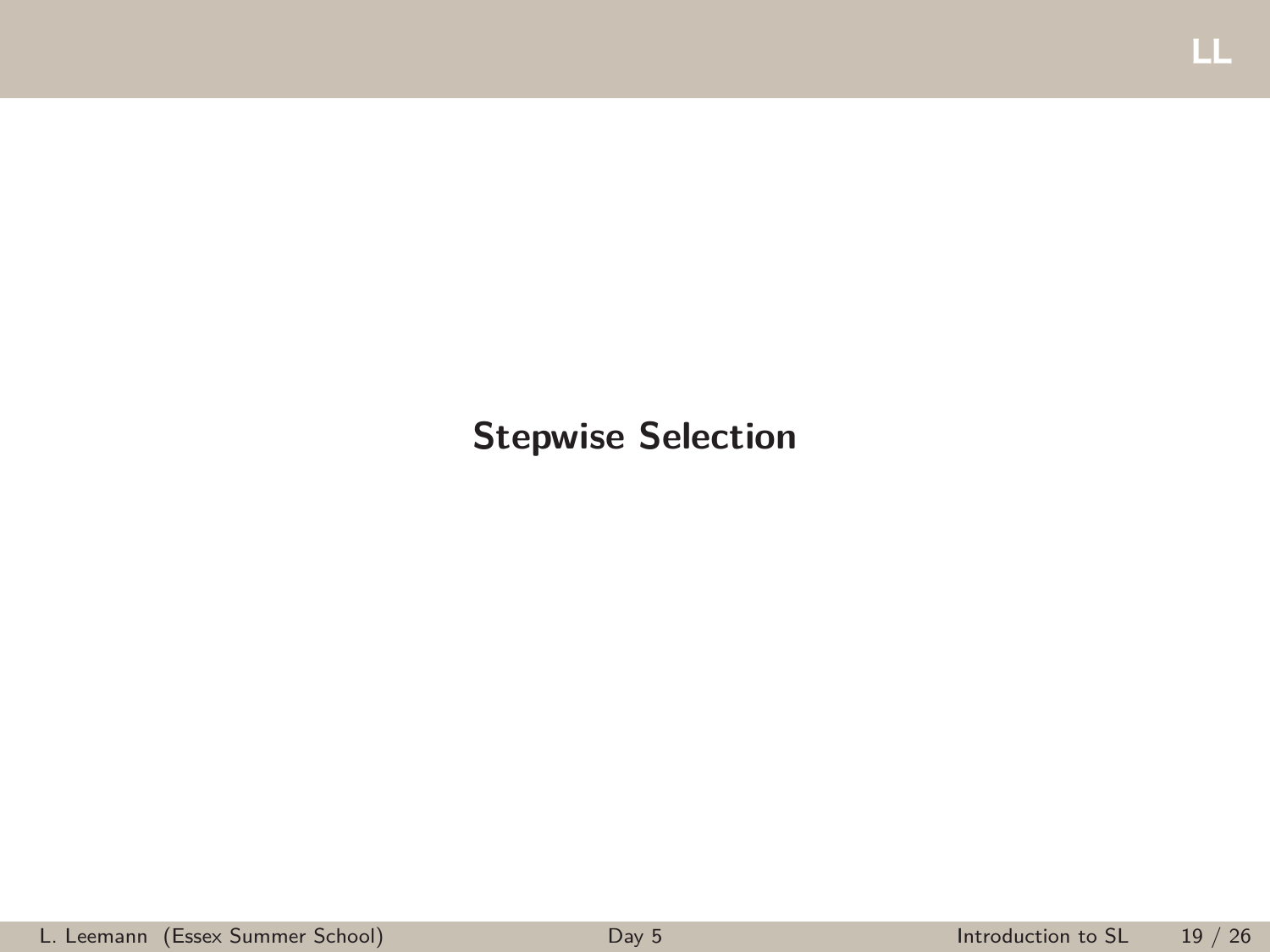# Stepwise Selection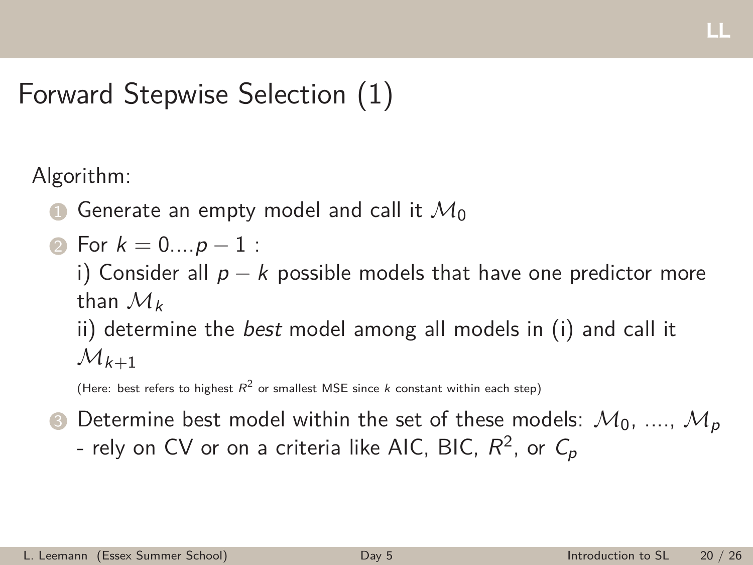# Forward Stepwise Selection (1)

Algorithm:

1. Generate an empty model and call it $\mathcal{M}_0$
2. For $k = 0....p - 1$ :
   i) Consider all $p - k$ possible models that have one predictor more than $\mathcal{M}_k$
   ii) determine the *best* model among all models in (i) and call it $\mathcal{M}_{k+1}$
   (Here: best refers to highest $R^2$ or smallest MSE since $k$ constant within each step)
3. Determine best model within the set of these models: $\mathcal{M}_0$, ...., $\mathcal{M}_p$
   - rely on CV or on a criteria like AIC, BIC, $R^2$, or $C_p$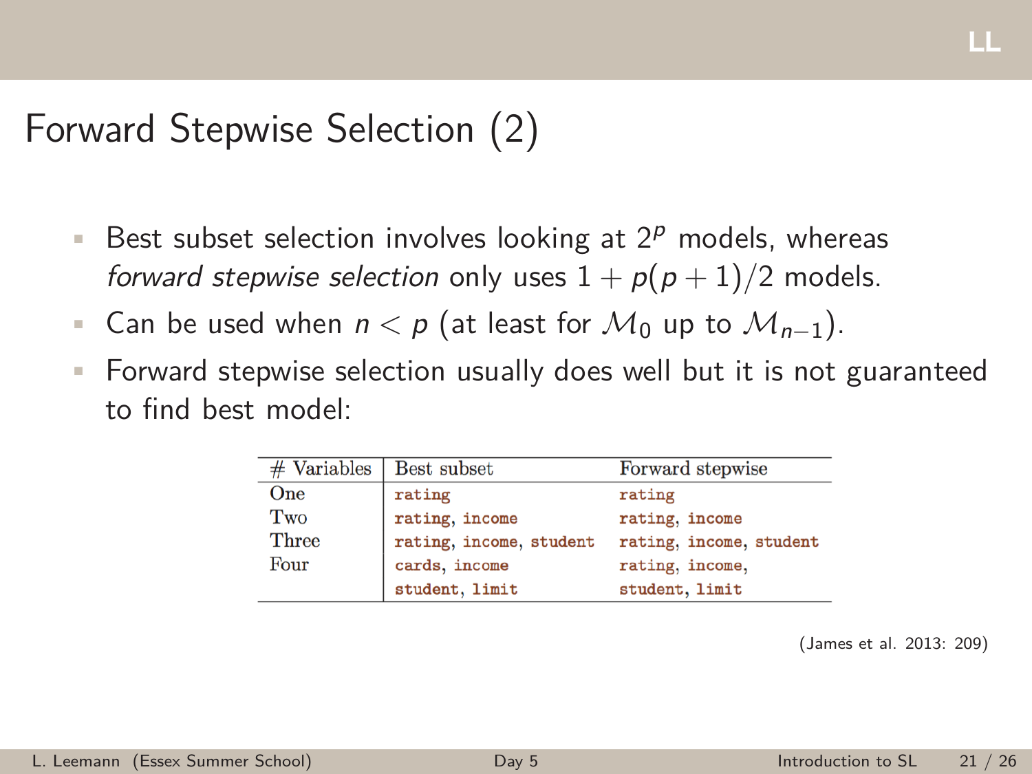# Forward Stepwise Selection (2)

- Best subset selection involves looking at $2^p$ models, whereas *forward stepwise selection* only uses $1 + p(p+1)/2$ models.
- Can be used when $n < p$ (at least for $\mathcal{M}_0$ up to $\mathcal{M}_{n-1}$).
- Forward stepwise selection usually does well but it is not guaranteed to find best model:

| # Variables | Best subset | Forward stepwise |
|---|---|---|
| One | rating | rating |
| Two | rating, income | rating, income |
| Three | rating, income, student | rating, income, student |
| Four | cards, income student, limit | rating, income, student, limit |

(James et al. 2013: 209)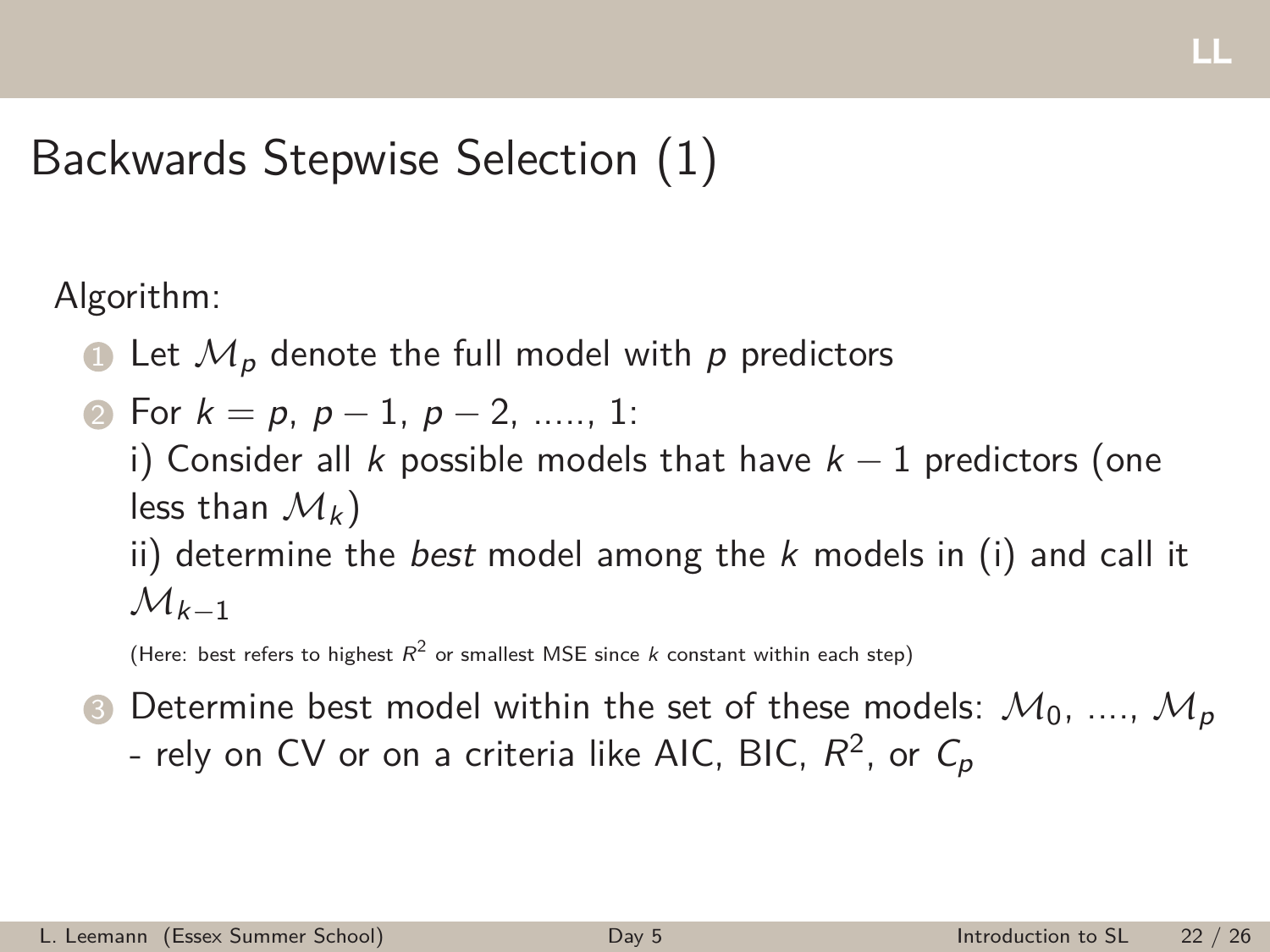# Backwards Stepwise Selection (1)

Algorithm:

1. Let $\mathcal{M}_p$ denote the full model with $p$ predictors
2. For $k = p$, $p-1$, $p-2$, ....., 1:
   i) Consider all $k$ possible models that have $k-1$ predictors (one less than $\mathcal{M}_k$)
   ii) determine the *best* model among the $k$ models in (i) and call it $\mathcal{M}_{k-1}$
   (Here: best refers to highest $R^2$ or smallest MSE since $k$ constant within each step)
3. Determine best model within the set of these models: $\mathcal{M}_0$, ...., $\mathcal{M}_p$
   - rely on CV or on a criteria like AIC, BIC, $R^2$, or $C_p$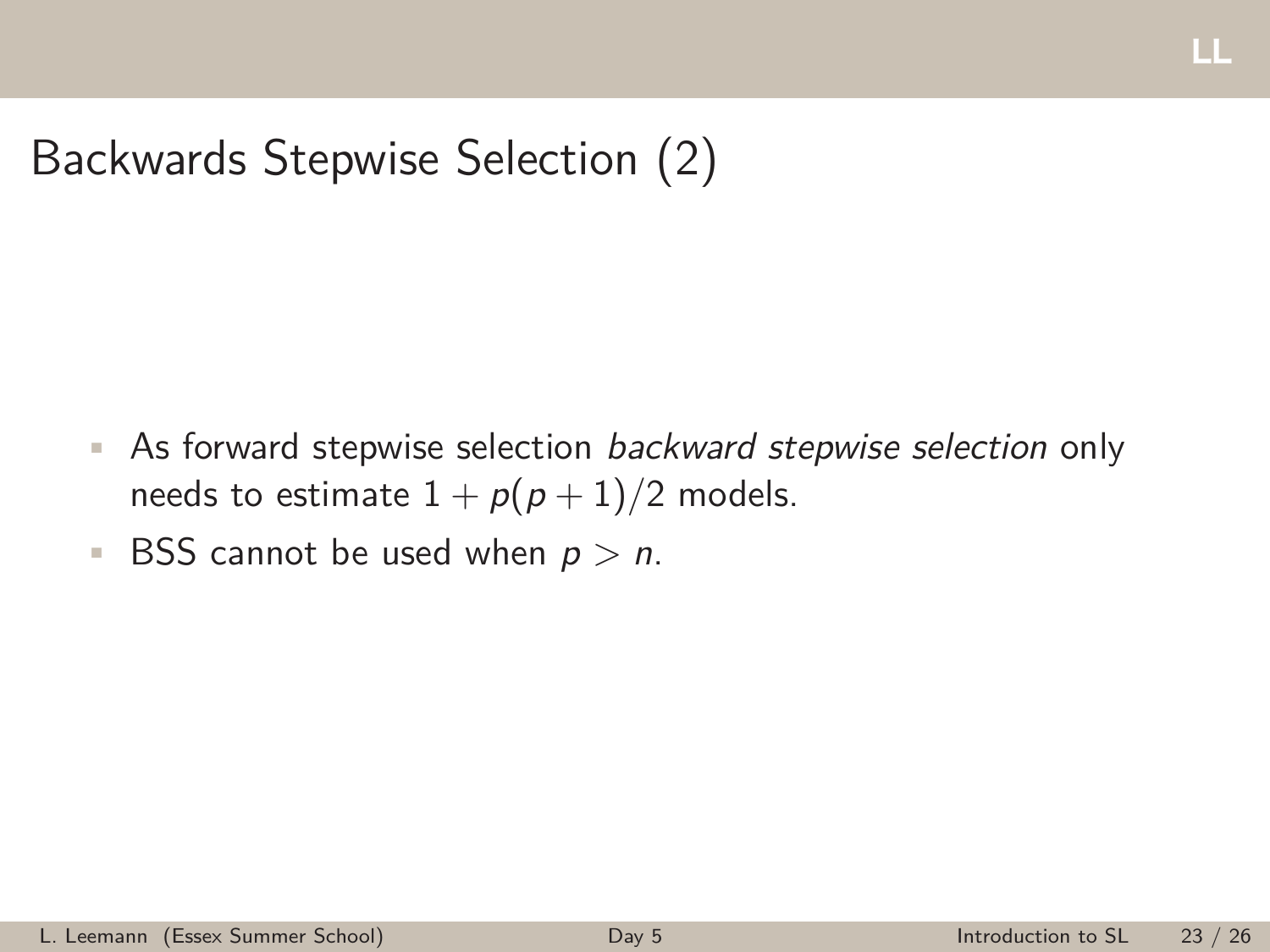# Backwards Stepwise Selection (2)

- As forward stepwise selection *backward stepwise selection* only needs to estimate $1 + p(p + 1)/2$ models.
- BSS cannot be used when $p > n$.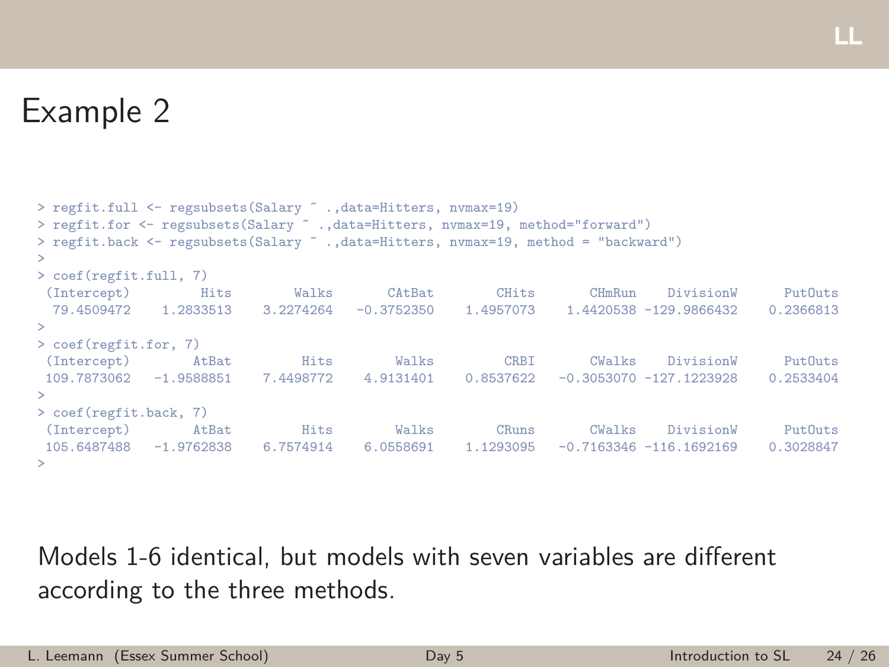# Example 2

```
> regfit.full <- regsubsets(Salary ~ .,data=Hitters, nvmax=19)
> regfit.for <- regsubsets(Salary ~ .,data=Hitters, nvmax=19, method="forward")
> regfit.back <- regsubsets(Salary ~ .,data=Hitters, nvmax=19, method = "backward")
>
> coef(regfit.full, 7)
 (Intercept)         Hits        Walks       CAtBat        CHits       CHmRun    DivisionW      PutOuts
  79.4509472    1.2833513    3.2274264   -0.3752350    1.4957073    1.4420538 -129.9866432    0.2366813
>
> coef(regfit.for, 7)
 (Intercept)        AtBat         Hits        Walks         CRBI       CWalks    DivisionW      PutOuts
 109.7873062   -1.9588851    7.4498772    4.9131401    0.8537622   -0.3053070 -127.1223928    0.2533404
>
> coef(regfit.back, 7)
 (Intercept)        AtBat         Hits        Walks        CRuns       CWalks    DivisionW      PutOuts
 105.6487488   -1.9762838    6.7574914    6.0558691    1.1293095   -0.7163346 -116.1692169    0.3028847
>
```

Models 1-6 identical, but models with seven variables are different according to the three methods.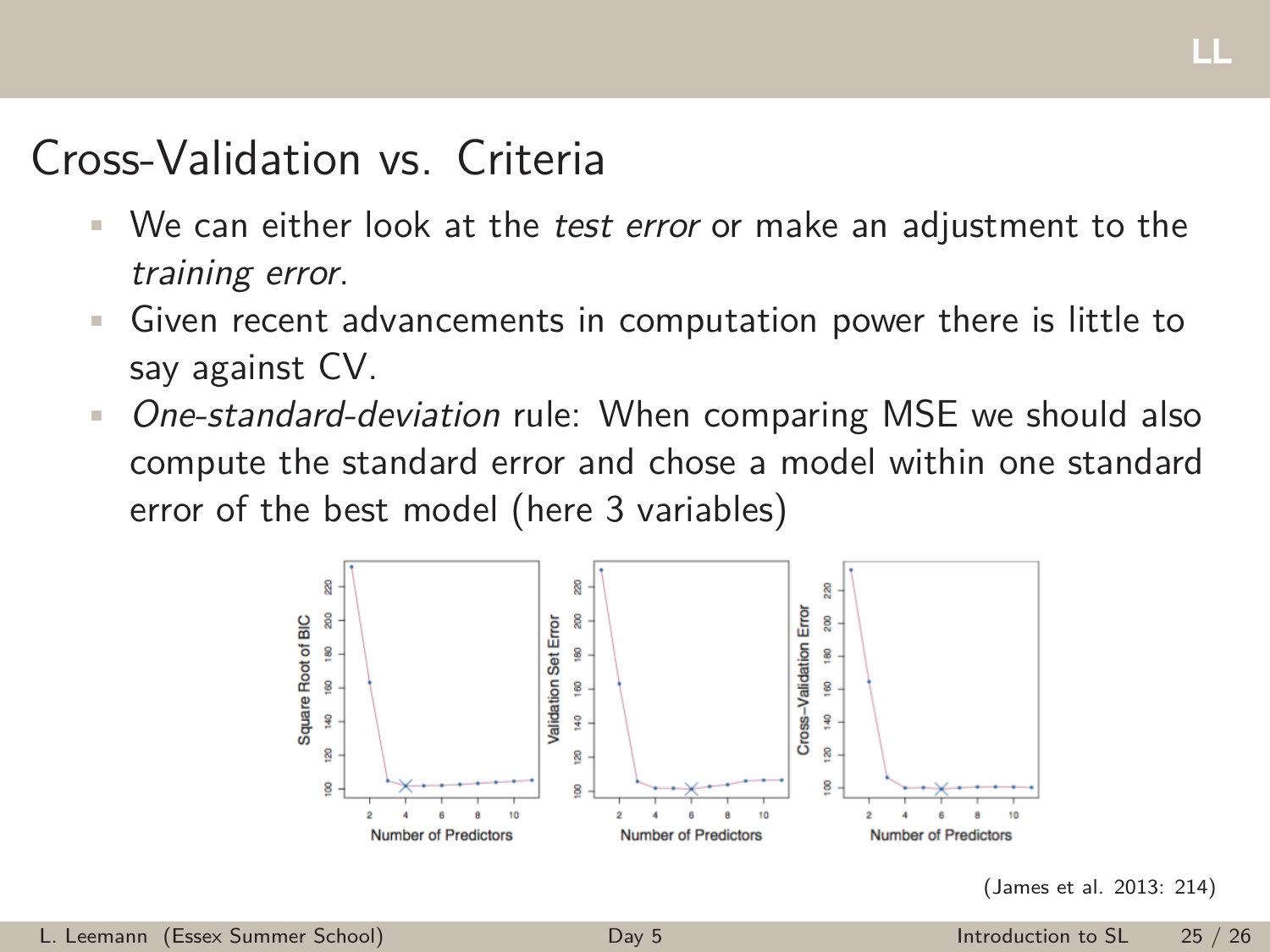# Cross-Validation vs. Criteria

- We can either look at the *test error* or make an adjustment to the *training error*.
- Given recent advancements in computation power there is little to say against CV.
- *One-standard-deviation* rule: When comparing MSE we should also compute the standard error and chose a model within one standard error of the best model (here 3 variables)

(James et al. 2013: 214)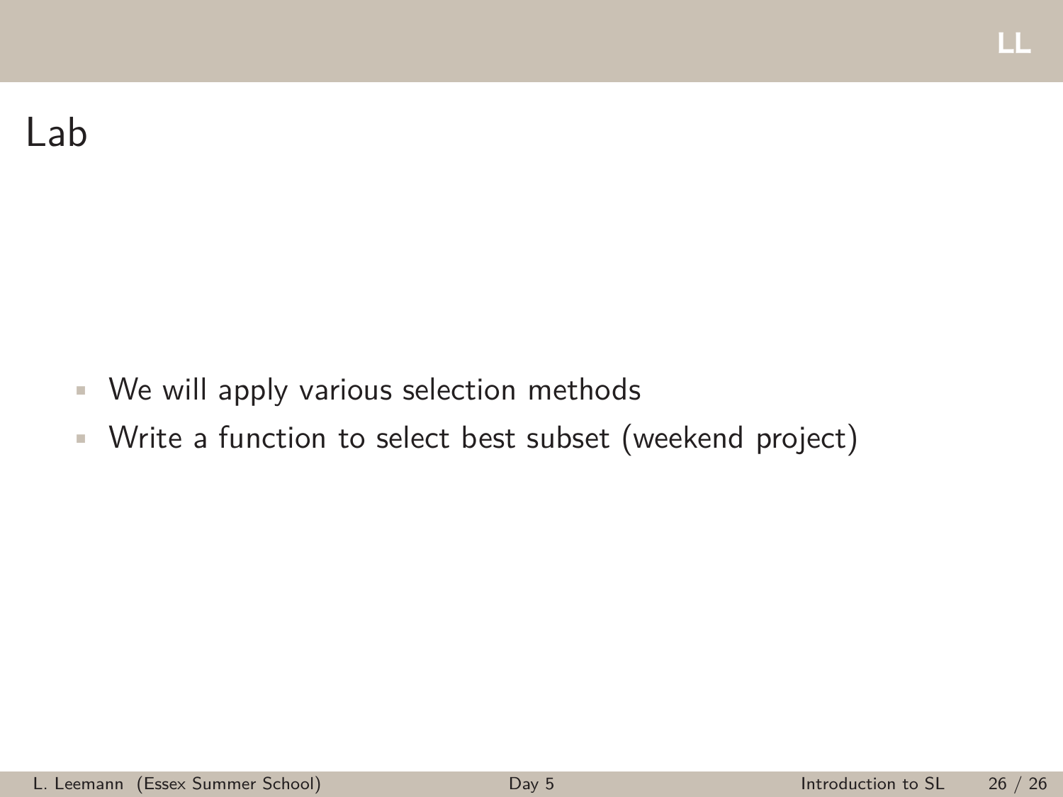# Lab

- We will apply various selection methods
- Write a function to select best subset (weekend project)